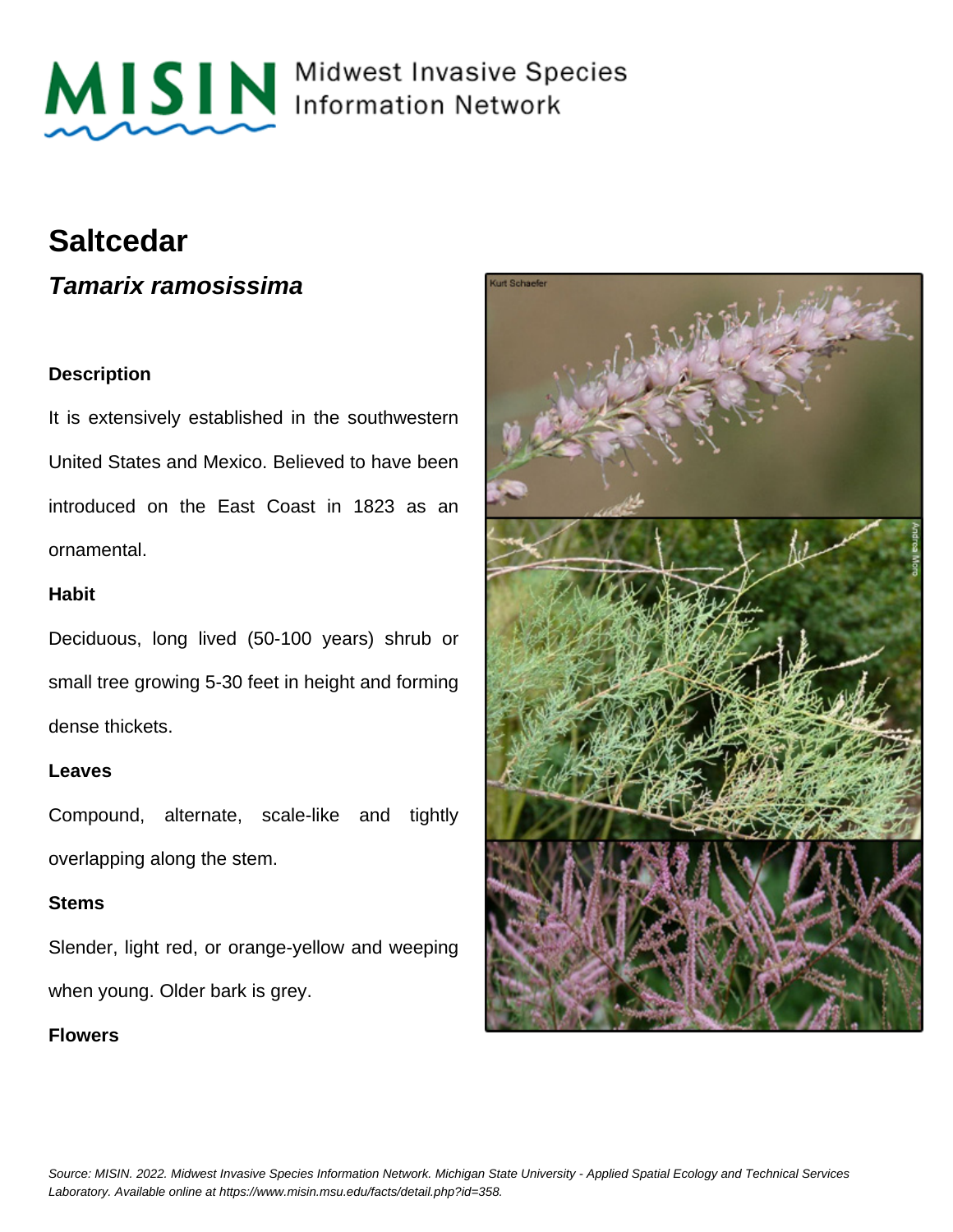# Saltcedar

## *Tamarix ramosissima*

### Description

It is extensively established in the southwestern United States and Mexico. Believed to have been introduced on the East Coast in 1823 as an ornamental.

### Habit

Deciduous, long lived (50-100 years) shrub or small tree growing 5-30 feet in height and forming dense thickets.

### Leaves

Compound, alternate, scale-like and tightly overlapping along the stem.

### Stems

Slender, light red, or orange-yellow and weeping when young. Older bark is grey.

### Flowers

*Source: MISIN. 2022. Midwest Invasive Species Information Network. Michigan State University - Applied Spatial Ecology and Technical Services Laboratory. Available online at https://www.misin.msu.edu/facts/detail.php?id=358.*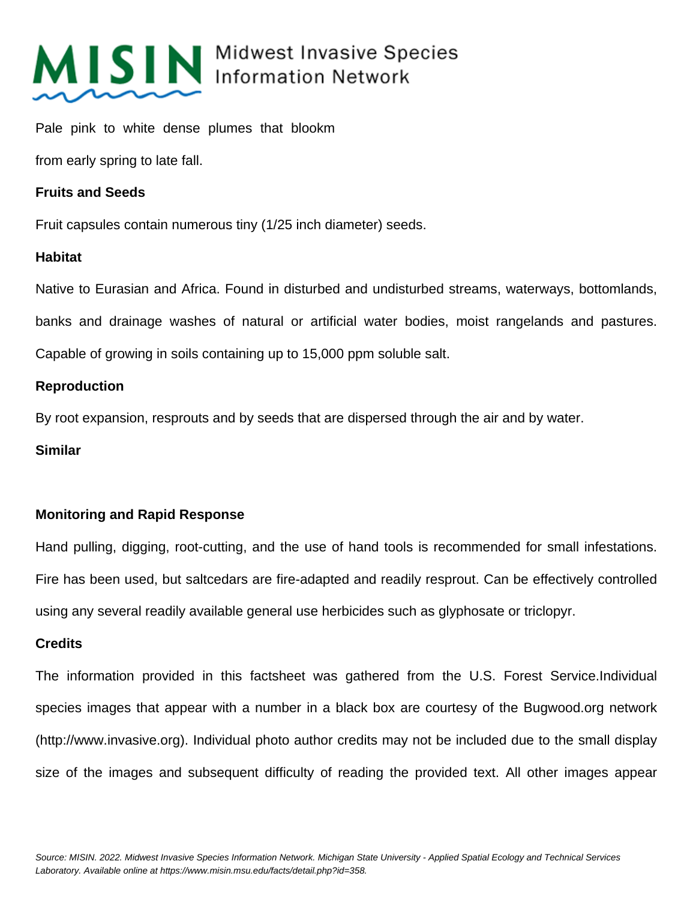Pale pink to white dense plumes that blookm

from early spring to late fall.

**Fruits and Seeds**

Fruit capsules contain numerous tiny (1/25 inch diameter) seeds.

**Habitat**

Native to Eurasian and Africa. Found in disturbed and undisturbed streams, waterways, bottomlands, banks and drainage washes of natural or artificial water bodies, moist rangelands and pastures. Capable of growing in soils containing up to 15,000 ppm soluble salt.

**Reproduction**

By root expansion, resprouts and by seeds that are dispersed through the air and by water.

**Similar**

**Monitoring and Rapid Response**

Hand pulling, digging, root-cutting, and the use of hand tools is recommended for small infestations. Fire has been used, but saltcedars are fire-adapted and readily resprout. Can be effectively controlled using any several readily available general use herbicides such as glyphosate or triclopyr.

**Credits**

The information provided in this factsheet was gathered from the U.S. Forest Service.Individual species images that appear with a number in a black box are courtesy of the Bugwood.org network (http://www.invasive.org). Individual photo author credits may not be included due to the small display size of the images and subsequent difficulty of reading the provided text. All other images appear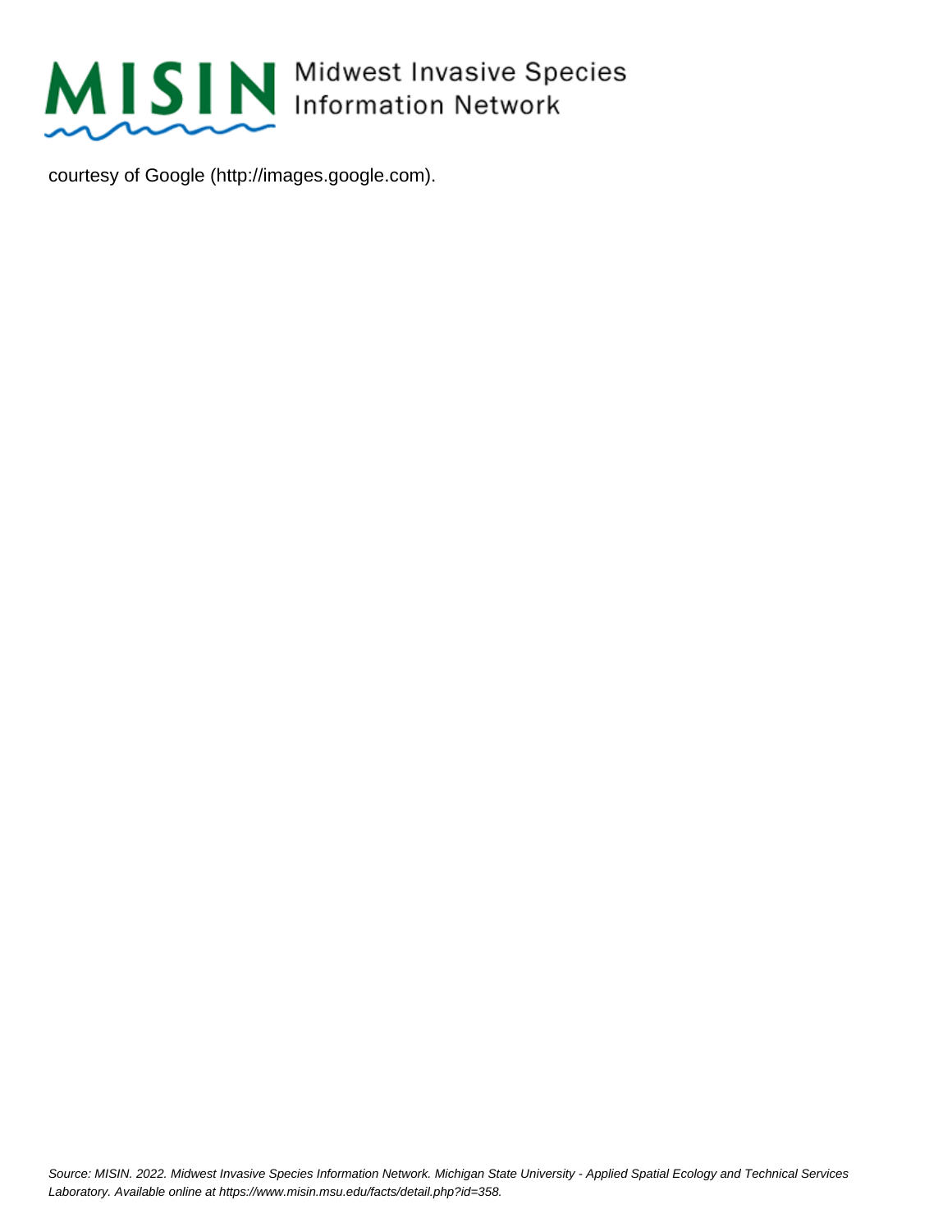courtesy of Google (http://images.google.com).